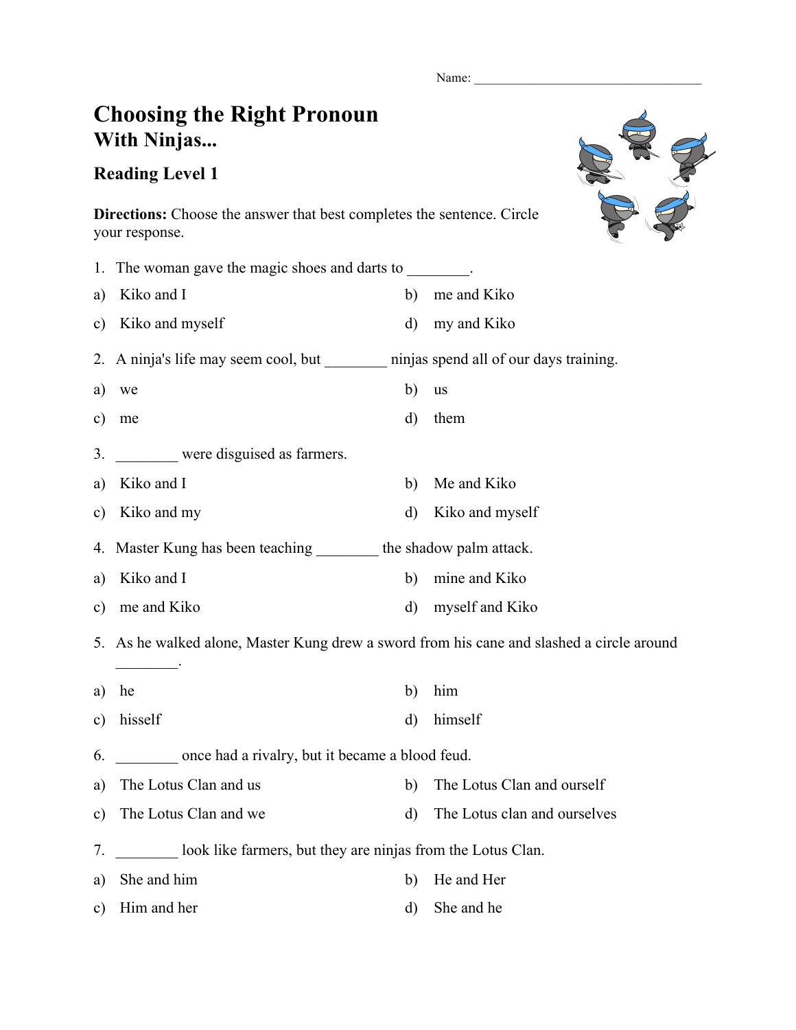Name: ___________________________________

# Choosing the Right Pronoun
## With Ninjas...

### Reading Level 1

**Directions:** Choose the answer that best completes the sentence. Circle your response.

1. The woman gave the magic shoes and darts to ________.

a) Kiko and I
b) me and Kiko
c) Kiko and myself
d) my and Kiko

2. A ninja's life may seem cool, but ________ ninjas spend all of our days training.

a) we
b) us
c) me
d) them

3. ________ were disguised as farmers.

a) Kiko and I
b) Me and Kiko
c) Kiko and my
d) Kiko and myself

4. Master Kung has been teaching ________ the shadow palm attack.

a) Kiko and I
b) mine and Kiko
c) me and Kiko
d) myself and Kiko

5. As he walked alone, Master Kung drew a sword from his cane and slashed a circle around ________.

a) he
b) him
c) hisself
d) himself

6. ________ once had a rivalry, but it became a blood feud.

a) The Lotus Clan and us
b) The Lotus Clan and ourself
c) The Lotus Clan and we
d) The Lotus clan and ourselves

7. ________ look like farmers, but they are ninjas from the Lotus Clan.

a) She and him
b) He and Her
c) Him and her
d) She and he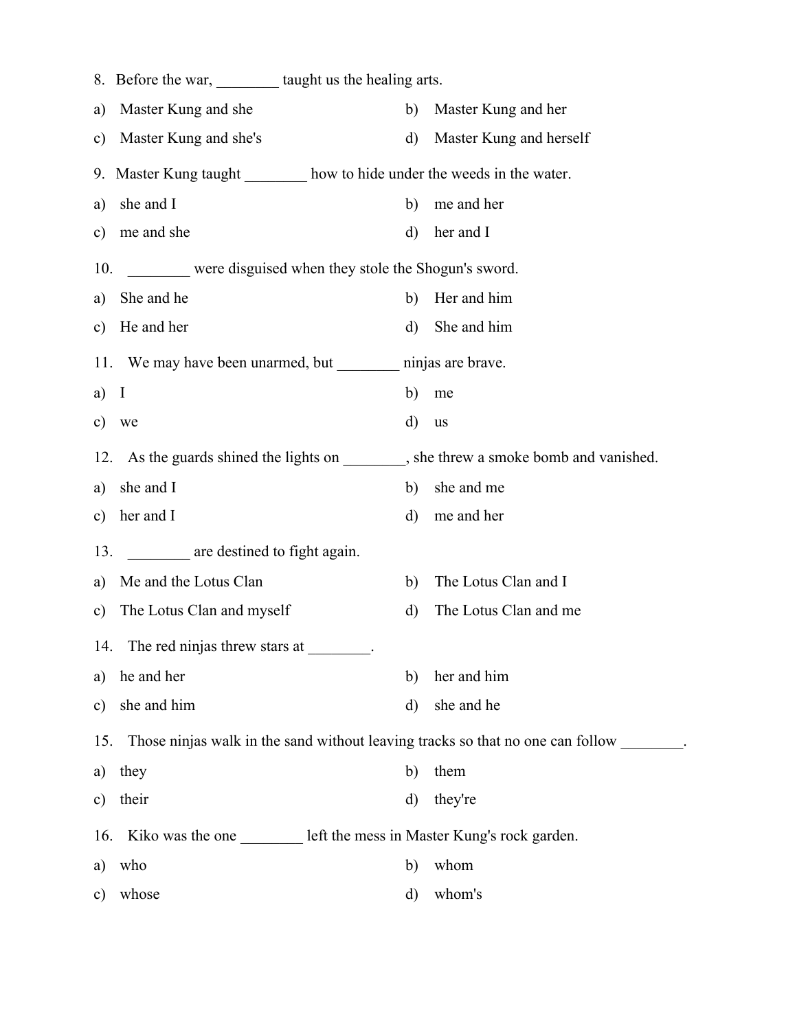8. Before the war, ________ taught us the healing arts.

a) Master Kung and she
b) Master Kung and her
c) Master Kung and she's
d) Master Kung and herself

9. Master Kung taught ________ how to hide under the weeds in the water.

a) she and I
b) me and her
c) me and she
d) her and I

10. ________ were disguised when they stole the Shogun's sword.

a) She and he
b) Her and him
c) He and her
d) She and him

11. We may have been unarmed, but ________ ninjas are brave.

a) I
b) me
c) we
d) us

12. As the guards shined the lights on ________, she threw a smoke bomb and vanished.

a) she and I
b) she and me
c) her and I
d) me and her

13. ________ are destined to fight again.

a) Me and the Lotus Clan
b) The Lotus Clan and I
c) The Lotus Clan and myself
d) The Lotus Clan and me

14. The red ninjas threw stars at ________.

a) he and her
b) her and him
c) she and him
d) she and he

15. Those ninjas walk in the sand without leaving tracks so that no one can follow ________.

a) they
b) them
c) their
d) they're

16. Kiko was the one ________ left the mess in Master Kung's rock garden.

a) who
b) whom
c) whose
d) whom's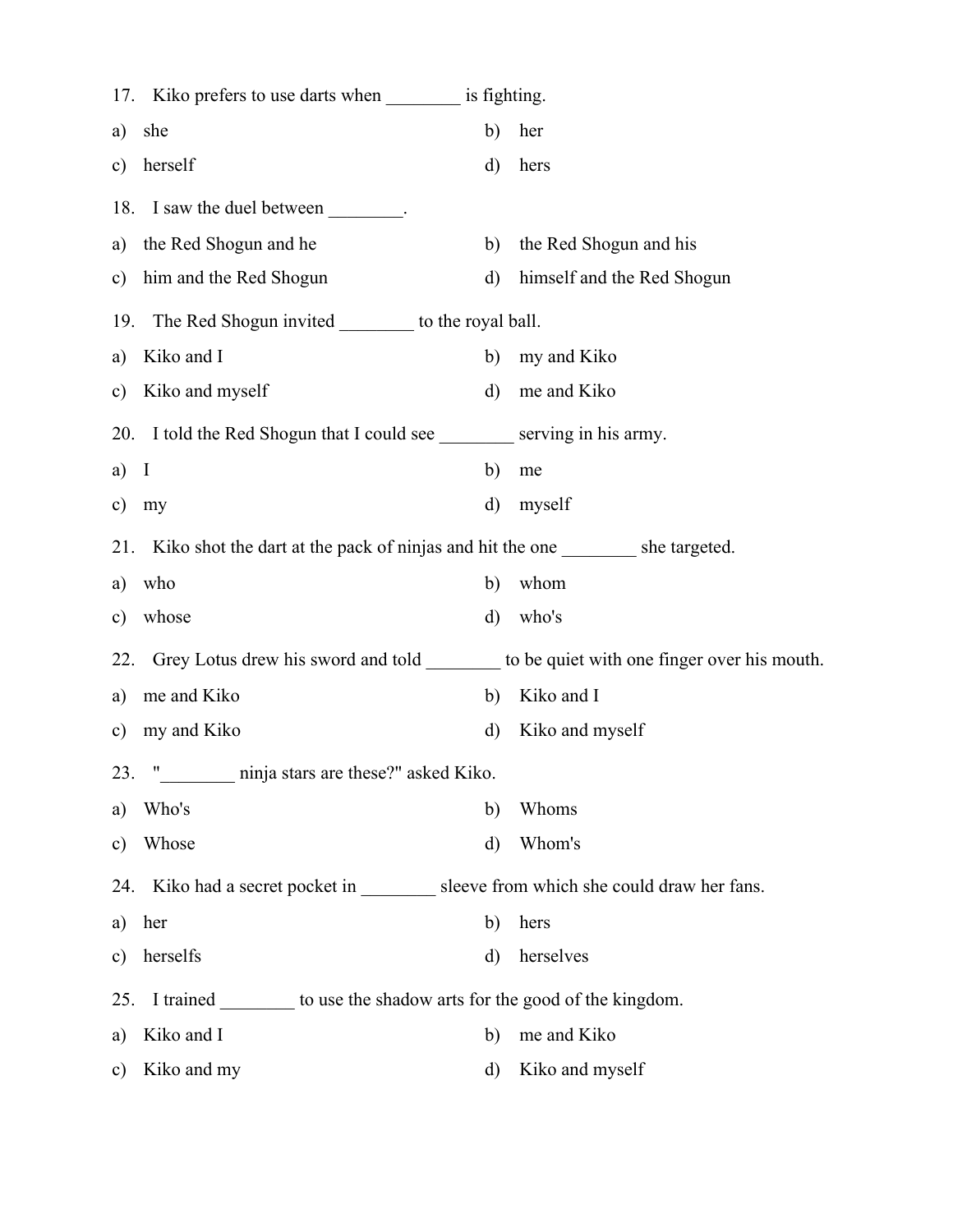17. Kiko prefers to use darts when ________ is fighting.

a) she
b) her
c) herself
d) hers

18. I saw the duel between ________.

a) the Red Shogun and he
b) the Red Shogun and his
c) him and the Red Shogun
d) himself and the Red Shogun

19. The Red Shogun invited ________ to the royal ball.

a) Kiko and I
b) my and Kiko
c) Kiko and myself
d) me and Kiko

20. I told the Red Shogun that I could see ________ serving in his army.

a) I
b) me
c) my
d) myself

21. Kiko shot the dart at the pack of ninjas and hit the one ________ she targeted.

a) who
b) whom
c) whose
d) who's

22. Grey Lotus drew his sword and told ________ to be quiet with one finger over his mouth.

a) me and Kiko
b) Kiko and I
c) my and Kiko
d) Kiko and myself

23. "________ ninja stars are these?" asked Kiko.

a) Who's
b) Whoms
c) Whose
d) Whom's

24. Kiko had a secret pocket in ________ sleeve from which she could draw her fans.

a) her
b) hers
c) herselfs
d) herselves

25. I trained ________ to use the shadow arts for the good of the kingdom.

a) Kiko and I
b) me and Kiko
c) Kiko and my
d) Kiko and myself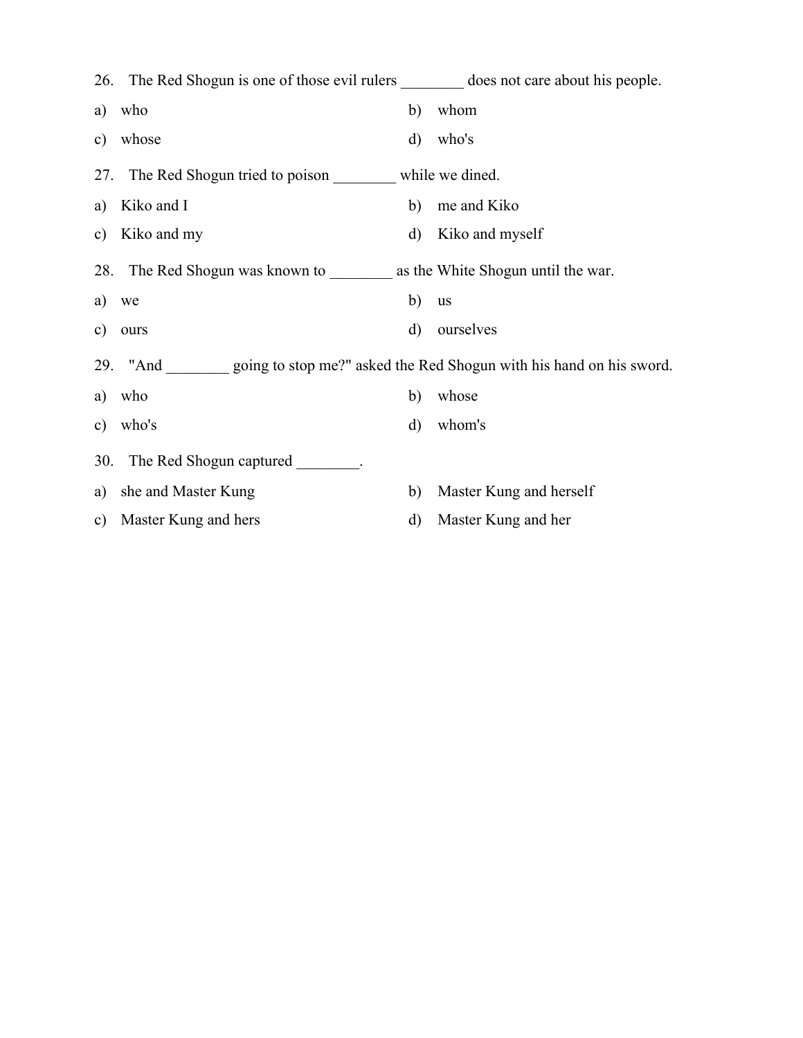26. The Red Shogun is one of those evil rulers ________ does not care about his people.

a) who
b) whom
c) whose
d) who's

27. The Red Shogun tried to poison ________ while we dined.

a) Kiko and I
b) me and Kiko
c) Kiko and my
d) Kiko and myself

28. The Red Shogun was known to ________ as the White Shogun until the war.

a) we
b) us
c) ours
d) ourselves

29. "And ________ going to stop me?" asked the Red Shogun with his hand on his sword.

a) who
b) whose
c) who's
d) whom's

30. The Red Shogun captured ________.

a) she and Master Kung
b) Master Kung and herself
c) Master Kung and hers
d) Master Kung and her